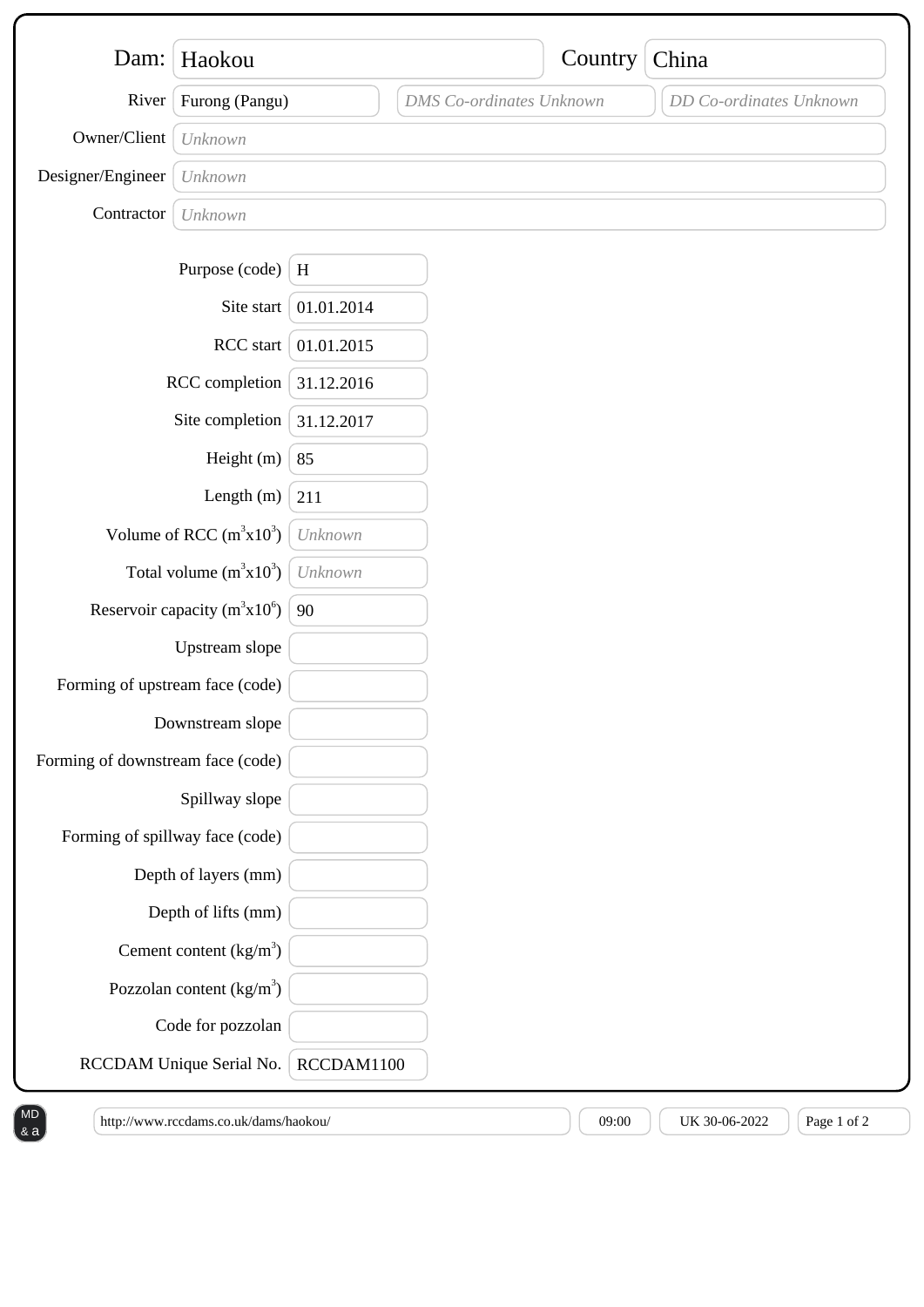| Field | Value |
| --- | --- |
| Dam: | Haokou |
| Country | China |
| River | Furong (Pangu) |
| DMS Co-ordinates | *DMS Co-ordinates Unknown* |
| DD Co-ordinates | *DD Co-ordinates Unknown* |
| Owner/Client | *Unknown* |
| Designer/Engineer | *Unknown* |
| Contractor | *Unknown* |

| Field | Value |
| --- | --- |
| Purpose (code) | H |
| Site start | 01.01.2014 |
| RCC start | 01.01.2015 |
| RCC completion | 31.12.2016 |
| Site completion | 31.12.2017 |
| Height (m) | 85 |
| Length (m) | 211 |
| Volume of RCC ($m^3x10^3$) | *Unknown* |
| Total volume ($m^3x10^3$) | *Unknown* |
| Reservoir capacity ($m^3x10^6$) | 90 |
| Upstream slope | |
| Forming of upstream face (code) | |
| Downstream slope | |
| Forming of downstream face (code) | |
| Spillway slope | |
| Forming of spillway face (code) | |
| Depth of layers (mm) | |
| Depth of lifts (mm) | |
| Cement content ($kg/m^3$) | |
| Pozzolan content ($kg/m^3$) | |
| Code for pozzolan | |
| RCCDAM Unique Serial No. | RCCDAM1100 |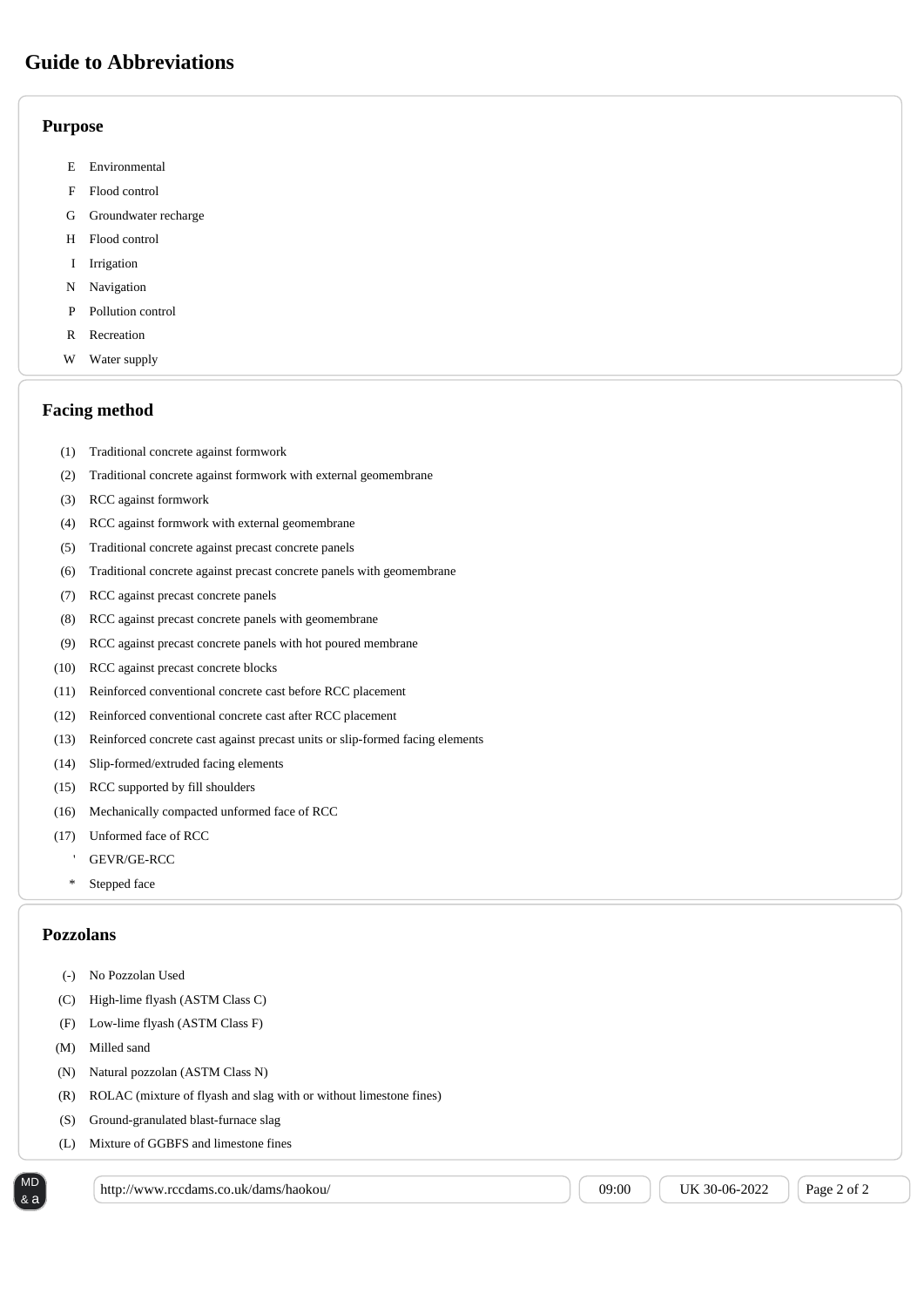# Guide to Abbreviations

## Purpose

- E Environmental
- F Flood control
- G Groundwater recharge
- H Flood control
- I Irrigation
- N Navigation
- P Pollution control
- R Recreation
- W Water supply

## Facing method

- (1) Traditional concrete against formwork
- (2) Traditional concrete against formwork with external geomembrane
- (3) RCC against formwork
- (4) RCC against formwork with external geomembrane
- (5) Traditional concrete against precast concrete panels
- (6) Traditional concrete against precast concrete panels with geomembrane
- (7) RCC against precast concrete panels
- (8) RCC against precast concrete panels with geomembrane
- (9) RCC against precast concrete panels with hot poured membrane
- (10) RCC against precast concrete blocks
- (11) Reinforced conventional concrete cast before RCC placement
- (12) Reinforced conventional concrete cast after RCC placement
- (13) Reinforced concrete cast against precast units or slip-formed facing elements
- (14) Slip-formed/extruded facing elements
- (15) RCC supported by fill shoulders
- (16) Mechanically compacted unformed face of RCC
- (17) Unformed face of RCC
- ' GEVR/GE-RCC
- * Stepped face

## Pozzolans

- (-) No Pozzolan Used
- (C) High-lime flyash (ASTM Class C)
- (F) Low-lime flyash (ASTM Class F)
- (M) Milled sand
- (N) Natural pozzolan (ASTM Class N)
- (R) ROLAC (mixture of flyash and slag with or without limestone fines)
- (S) Ground-granulated blast-furnace slag
- (L) Mixture of GGBFS and limestone fines